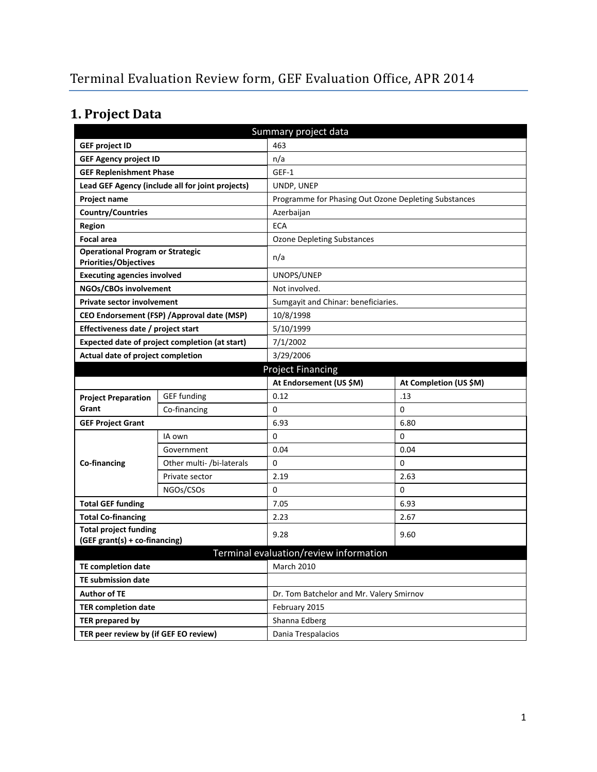# Terminal Evaluation Review form, GEF Evaluation Office, APR 2014

## 1. Project Data

| Summary project data | | | |
|---|---|---|---|
| **GEF project ID** | | 463 | |
| **GEF Agency project ID** | | n/a | |
| **GEF Replenishment Phase** | | GEF-1 | |
| **Lead GEF Agency (include all for joint projects)** | | UNDP, UNEP | |
| **Project name** | | Programme for Phasing Out Ozone Depleting Substances | |
| **Country/Countries** | | Azerbaijan | |
| **Region** | | ECA | |
| **Focal area** | | Ozone Depleting Substances | |
| **Operational Program or Strategic Priorities/Objectives** | | n/a | |
| **Executing agencies involved** | | UNOPS/UNEP | |
| **NGOs/CBOs involvement** | | Not involved. | |
| **Private sector involvement** | | Sumgayit and Chinar: beneficiaries. | |
| **CEO Endorsement (FSP) /Approval date (MSP)** | | 10/8/1998 | |
| **Effectiveness date / project start** | | 5/10/1999 | |
| **Expected date of project completion (at start)** | | 7/1/2002 | |
| **Actual date of project completion** | | 3/29/2006 | |
| **Project Financing** | | | |
| | | **At Endorsement (US $M)** | **At Completion (US $M)** |
| **Project Preparation Grant** | GEF funding | 0.12 | .13 |
| | Co-financing | 0 | 0 |
| **GEF Project Grant** | | 6.93 | 6.80 |
| **Co-financing** | IA own | 0 | 0 |
| | Government | 0.04 | 0.04 |
| | Other multi- /bi-laterals | 0 | 0 |
| | Private sector | 2.19 | 2.63 |
| | NGOs/CSOs | 0 | 0 |
| **Total GEF funding** | | 7.05 | 6.93 |
| **Total Co-financing** | | 2.23 | 2.67 |
| **Total project funding (GEF grant(s) + co-financing)** | | 9.28 | 9.60 |
| **Terminal evaluation/review information** | | | |
| **TE completion date** | | March 2010 | |
| **TE submission date** | | | |
| **Author of TE** | | Dr. Tom Batchelor and Mr. Valery Smirnov | |
| **TER completion date** | | February 2015 | |
| **TER prepared by** | | Shanna Edberg | |
| **TER peer review by (if GEF EO review)** | | Dania Trespalacios | |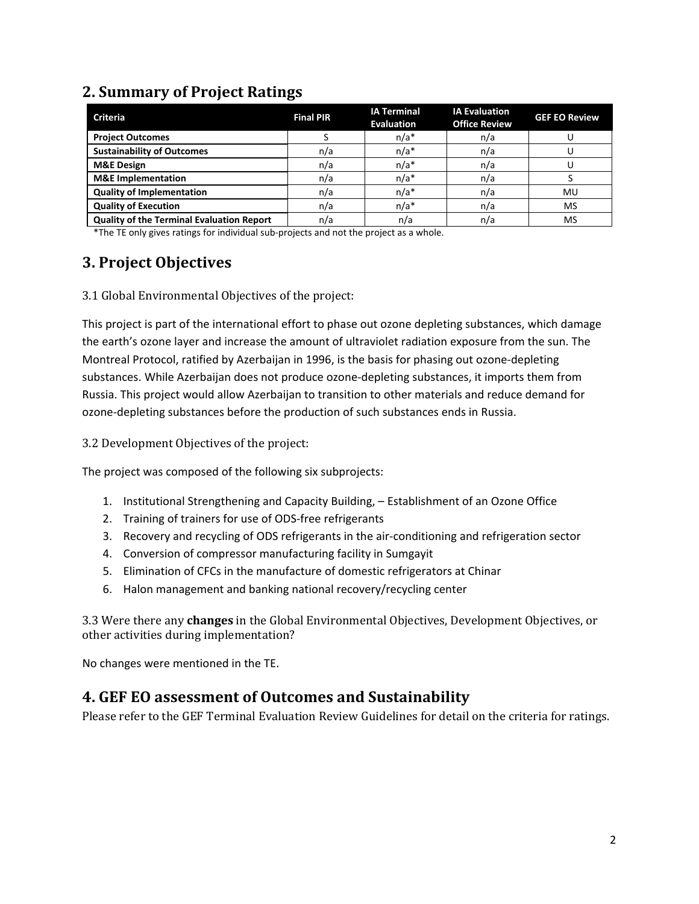## 2. Summary of Project Ratings

| Criteria | Final PIR | IA Terminal Evaluation | IA Evaluation Office Review | GEF EO Review |
|---|---|---|---|---|
| **Project Outcomes** | S | n/a* | n/a | U |
| **Sustainability of Outcomes** | n/a | n/a* | n/a | U |
| **M&E Design** | n/a | n/a* | n/a | U |
| **M&E Implementation** | n/a | n/a* | n/a | S |
| **Quality of Implementation** | n/a | n/a* | n/a | MU |
| **Quality of Execution** | n/a | n/a* | n/a | MS |
| **Quality of the Terminal Evaluation Report** | n/a | n/a | n/a | MS |

*The TE only gives ratings for individual sub-projects and not the project as a whole.

## 3. Project Objectives

3.1 Global Environmental Objectives of the project:

This project is part of the international effort to phase out ozone depleting substances, which damage the earth's ozone layer and increase the amount of ultraviolet radiation exposure from the sun. The Montreal Protocol, ratified by Azerbaijan in 1996, is the basis for phasing out ozone-depleting substances. While Azerbaijan does not produce ozone-depleting substances, it imports them from Russia. This project would allow Azerbaijan to transition to other materials and reduce demand for ozone-depleting substances before the production of such substances ends in Russia.

3.2 Development Objectives of the project:

The project was composed of the following six subprojects:

1. Institutional Strengthening and Capacity Building, – Establishment of an Ozone Office
2. Training of trainers for use of ODS-free refrigerants
3. Recovery and recycling of ODS refrigerants in the air-conditioning and refrigeration sector
4. Conversion of compressor manufacturing facility in Sumgayit
5. Elimination of CFCs in the manufacture of domestic refrigerators at Chinar
6. Halon management and banking national recovery/recycling center

3.3 Were there any **changes** in the Global Environmental Objectives, Development Objectives, or other activities during implementation?

No changes were mentioned in the TE.

## 4. GEF EO assessment of Outcomes and Sustainability

Please refer to the GEF Terminal Evaluation Review Guidelines for detail on the criteria for ratings.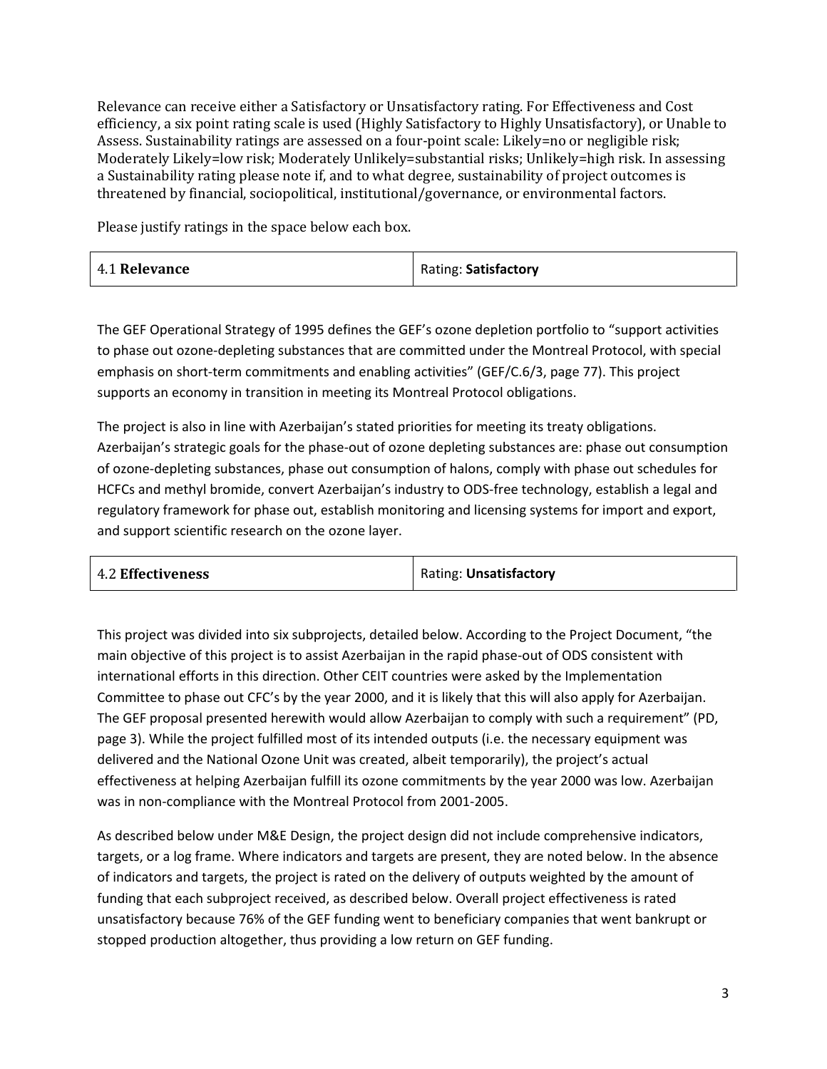Relevance can receive either a Satisfactory or Unsatisfactory rating. For Effectiveness and Cost efficiency, a six point rating scale is used (Highly Satisfactory to Highly Unsatisfactory), or Unable to Assess. Sustainability ratings are assessed on a four-point scale: Likely=no or negligible risk; Moderately Likely=low risk; Moderately Unlikely=substantial risks; Unlikely=high risk. In assessing a Sustainability rating please note if, and to what degree, sustainability of project outcomes is threatened by financial, sociopolitical, institutional/governance, or environmental factors.

Please justify ratings in the space below each box.

| 4.1 **Relevance** | Rating: **Satisfactory** |
|---|---|

The GEF Operational Strategy of 1995 defines the GEF's ozone depletion portfolio to "support activities to phase out ozone-depleting substances that are committed under the Montreal Protocol, with special emphasis on short-term commitments and enabling activities" (GEF/C.6/3, page 77). This project supports an economy in transition in meeting its Montreal Protocol obligations.

The project is also in line with Azerbaijan's stated priorities for meeting its treaty obligations. Azerbaijan's strategic goals for the phase-out of ozone depleting substances are: phase out consumption of ozone-depleting substances, phase out consumption of halons, comply with phase out schedules for HCFCs and methyl bromide, convert Azerbaijan's industry to ODS-free technology, establish a legal and regulatory framework for phase out, establish monitoring and licensing systems for import and export, and support scientific research on the ozone layer.

| 4.2 **Effectiveness** | Rating: **Unsatisfactory** |
|---|---|

This project was divided into six subprojects, detailed below. According to the Project Document, "the main objective of this project is to assist Azerbaijan in the rapid phase-out of ODS consistent with international efforts in this direction. Other CEIT countries were asked by the Implementation Committee to phase out CFC's by the year 2000, and it is likely that this will also apply for Azerbaijan. The GEF proposal presented herewith would allow Azerbaijan to comply with such a requirement" (PD, page 3). While the project fulfilled most of its intended outputs (i.e. the necessary equipment was delivered and the National Ozone Unit was created, albeit temporarily), the project's actual effectiveness at helping Azerbaijan fulfill its ozone commitments by the year 2000 was low. Azerbaijan was in non-compliance with the Montreal Protocol from 2001-2005.

As described below under M&E Design, the project design did not include comprehensive indicators, targets, or a log frame. Where indicators and targets are present, they are noted below. In the absence of indicators and targets, the project is rated on the delivery of outputs weighted by the amount of funding that each subproject received, as described below. Overall project effectiveness is rated unsatisfactory because 76% of the GEF funding went to beneficiary companies that went bankrupt or stopped production altogether, thus providing a low return on GEF funding.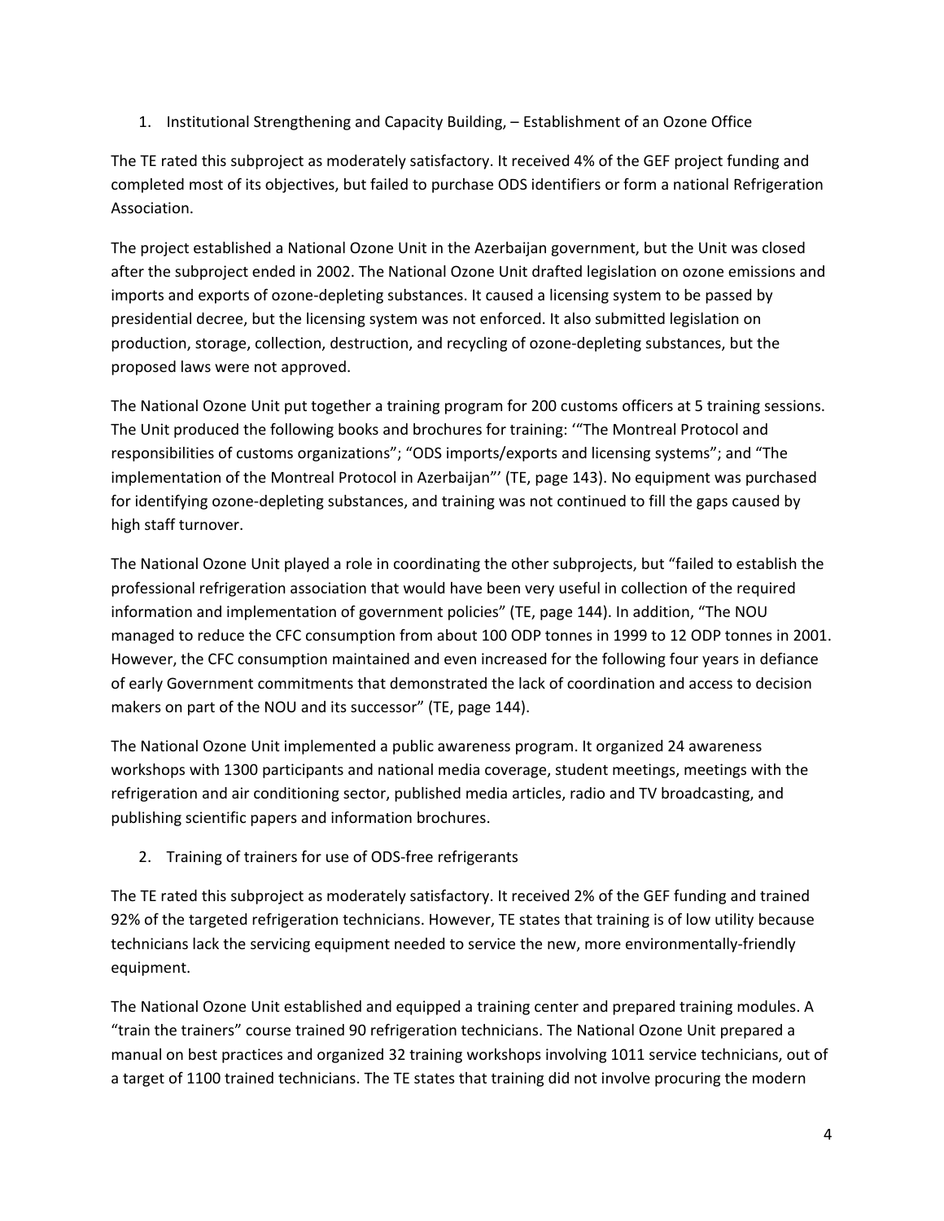1. Institutional Strengthening and Capacity Building, – Establishment of an Ozone Office

The TE rated this subproject as moderately satisfactory. It received 4% of the GEF project funding and completed most of its objectives, but failed to purchase ODS identifiers or form a national Refrigeration Association.

The project established a National Ozone Unit in the Azerbaijan government, but the Unit was closed after the subproject ended in 2002. The National Ozone Unit drafted legislation on ozone emissions and imports and exports of ozone-depleting substances. It caused a licensing system to be passed by presidential decree, but the licensing system was not enforced. It also submitted legislation on production, storage, collection, destruction, and recycling of ozone-depleting substances, but the proposed laws were not approved.

The National Ozone Unit put together a training program for 200 customs officers at 5 training sessions. The Unit produced the following books and brochures for training: '"The Montreal Protocol and responsibilities of customs organizations"; "ODS imports/exports and licensing systems"; and "The implementation of the Montreal Protocol in Azerbaijan"' (TE, page 143). No equipment was purchased for identifying ozone-depleting substances, and training was not continued to fill the gaps caused by high staff turnover.

The National Ozone Unit played a role in coordinating the other subprojects, but "failed to establish the professional refrigeration association that would have been very useful in collection of the required information and implementation of government policies" (TE, page 144). In addition, "The NOU managed to reduce the CFC consumption from about 100 ODP tonnes in 1999 to 12 ODP tonnes in 2001. However, the CFC consumption maintained and even increased for the following four years in defiance of early Government commitments that demonstrated the lack of coordination and access to decision makers on part of the NOU and its successor" (TE, page 144).

The National Ozone Unit implemented a public awareness program. It organized 24 awareness workshops with 1300 participants and national media coverage, student meetings, meetings with the refrigeration and air conditioning sector, published media articles, radio and TV broadcasting, and publishing scientific papers and information brochures.

2. Training of trainers for use of ODS-free refrigerants

The TE rated this subproject as moderately satisfactory. It received 2% of the GEF funding and trained 92% of the targeted refrigeration technicians. However, TE states that training is of low utility because technicians lack the servicing equipment needed to service the new, more environmentally-friendly equipment.

The National Ozone Unit established and equipped a training center and prepared training modules. A "train the trainers" course trained 90 refrigeration technicians. The National Ozone Unit prepared a manual on best practices and organized 32 training workshops involving 1011 service technicians, out of a target of 1100 trained technicians. The TE states that training did not involve procuring the modern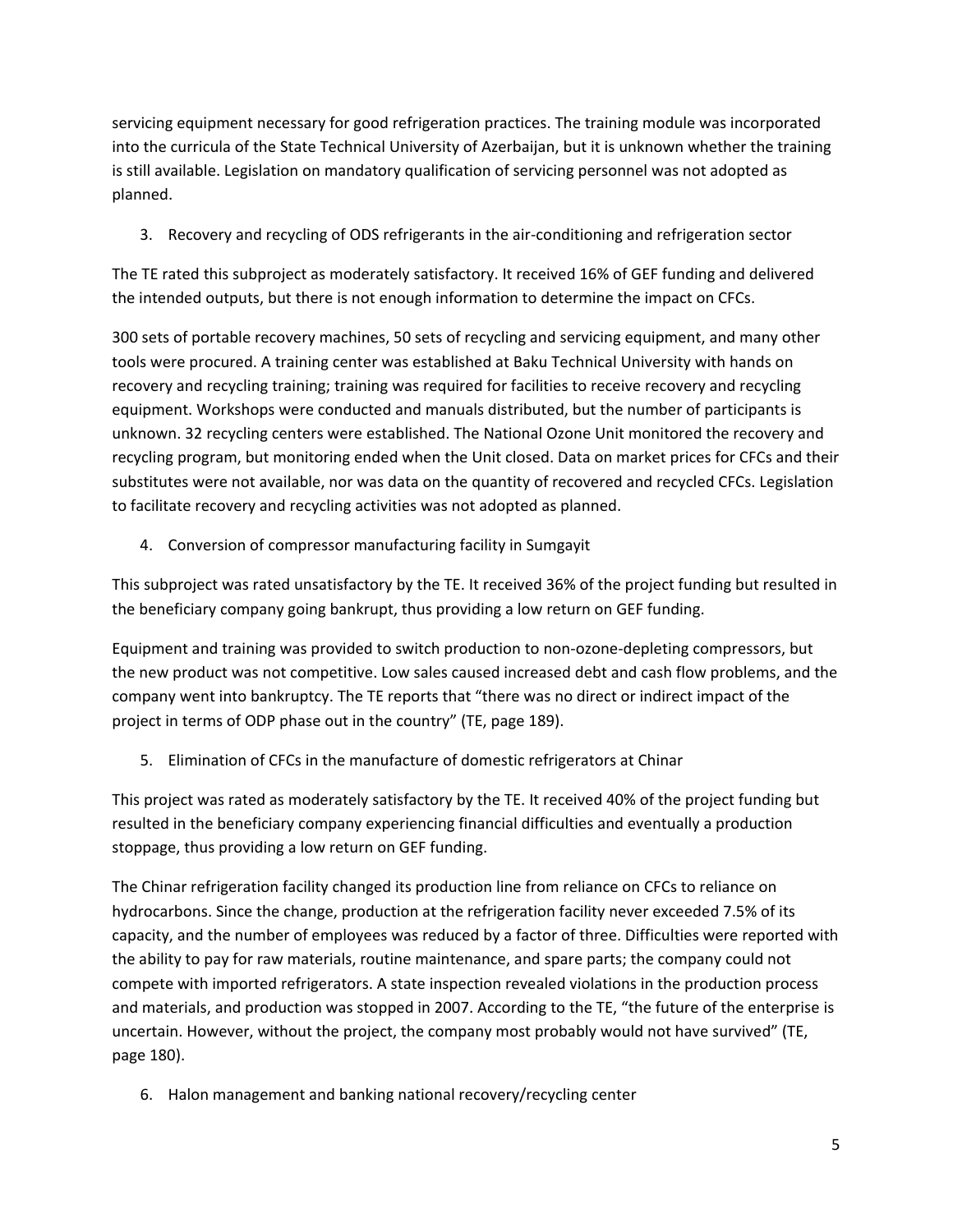servicing equipment necessary for good refrigeration practices. The training module was incorporated into the curricula of the State Technical University of Azerbaijan, but it is unknown whether the training is still available. Legislation on mandatory qualification of servicing personnel was not adopted as planned.

3. Recovery and recycling of ODS refrigerants in the air-conditioning and refrigeration sector

The TE rated this subproject as moderately satisfactory. It received 16% of GEF funding and delivered the intended outputs, but there is not enough information to determine the impact on CFCs.

300 sets of portable recovery machines, 50 sets of recycling and servicing equipment, and many other tools were procured. A training center was established at Baku Technical University with hands on recovery and recycling training; training was required for facilities to receive recovery and recycling equipment. Workshops were conducted and manuals distributed, but the number of participants is unknown. 32 recycling centers were established. The National Ozone Unit monitored the recovery and recycling program, but monitoring ended when the Unit closed. Data on market prices for CFCs and their substitutes were not available, nor was data on the quantity of recovered and recycled CFCs. Legislation to facilitate recovery and recycling activities was not adopted as planned.

4. Conversion of compressor manufacturing facility in Sumgayit

This subproject was rated unsatisfactory by the TE. It received 36% of the project funding but resulted in the beneficiary company going bankrupt, thus providing a low return on GEF funding.

Equipment and training was provided to switch production to non-ozone-depleting compressors, but the new product was not competitive. Low sales caused increased debt and cash flow problems, and the company went into bankruptcy. The TE reports that "there was no direct or indirect impact of the project in terms of ODP phase out in the country" (TE, page 189).

5. Elimination of CFCs in the manufacture of domestic refrigerators at Chinar

This project was rated as moderately satisfactory by the TE. It received 40% of the project funding but resulted in the beneficiary company experiencing financial difficulties and eventually a production stoppage, thus providing a low return on GEF funding.

The Chinar refrigeration facility changed its production line from reliance on CFCs to reliance on hydrocarbons. Since the change, production at the refrigeration facility never exceeded 7.5% of its capacity, and the number of employees was reduced by a factor of three. Difficulties were reported with the ability to pay for raw materials, routine maintenance, and spare parts; the company could not compete with imported refrigerators. A state inspection revealed violations in the production process and materials, and production was stopped in 2007. According to the TE, "the future of the enterprise is uncertain. However, without the project, the company most probably would not have survived" (TE, page 180).

6. Halon management and banking national recovery/recycling center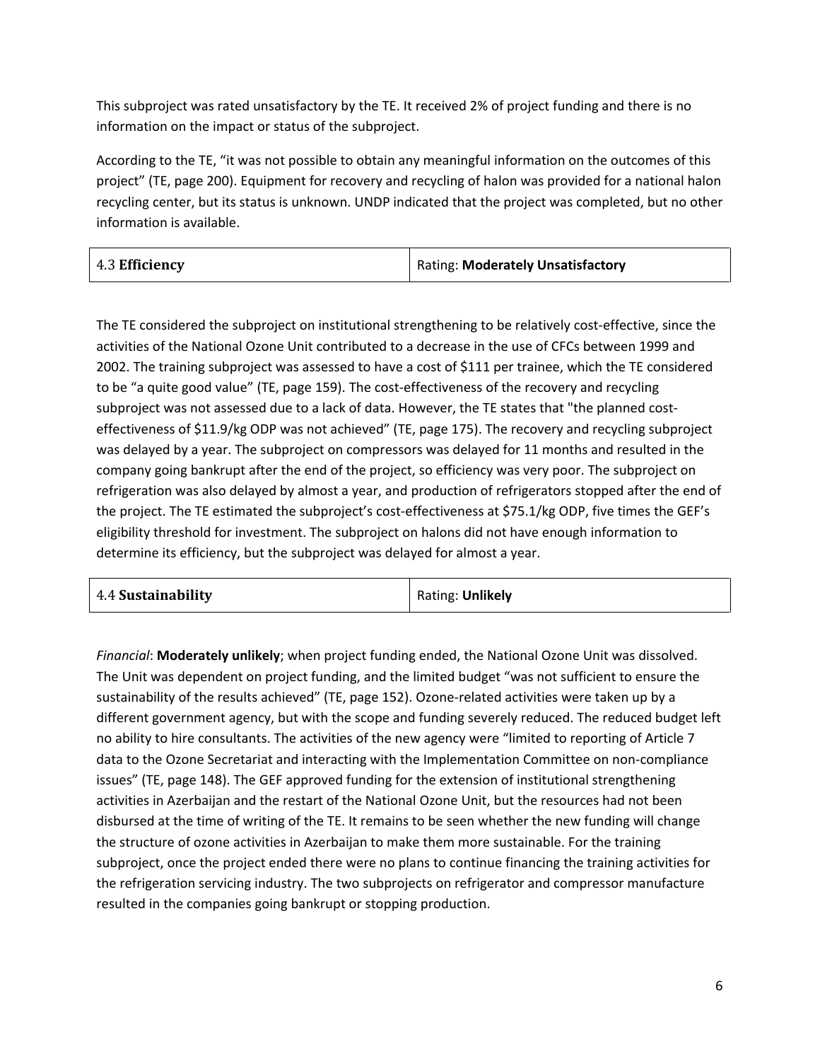This subproject was rated unsatisfactory by the TE. It received 2% of project funding and there is no information on the impact or status of the subproject.

According to the TE, "it was not possible to obtain any meaningful information on the outcomes of this project" (TE, page 200). Equipment for recovery and recycling of halon was provided for a national halon recycling center, but its status is unknown. UNDP indicated that the project was completed, but no other information is available.

| 4.3 **Efficiency** | Rating: **Moderately Unsatisfactory** |
|---|---|

The TE considered the subproject on institutional strengthening to be relatively cost-effective, since the activities of the National Ozone Unit contributed to a decrease in the use of CFCs between 1999 and 2002. The training subproject was assessed to have a cost of $111 per trainee, which the TE considered to be "a quite good value" (TE, page 159). The cost-effectiveness of the recovery and recycling subproject was not assessed due to a lack of data. However, the TE states that "the planned cost-effectiveness of $11.9/kg ODP was not achieved" (TE, page 175). The recovery and recycling subproject was delayed by a year. The subproject on compressors was delayed for 11 months and resulted in the company going bankrupt after the end of the project, so efficiency was very poor. The subproject on refrigeration was also delayed by almost a year, and production of refrigerators stopped after the end of the project. The TE estimated the subproject's cost-effectiveness at $75.1/kg ODP, five times the GEF's eligibility threshold for investment. The subproject on halons did not have enough information to determine its efficiency, but the subproject was delayed for almost a year.

| 4.4 **Sustainability** | Rating: **Unlikely** |
|---|---|

*Financial*: **Moderately unlikely**; when project funding ended, the National Ozone Unit was dissolved. The Unit was dependent on project funding, and the limited budget "was not sufficient to ensure the sustainability of the results achieved" (TE, page 152). Ozone-related activities were taken up by a different government agency, but with the scope and funding severely reduced. The reduced budget left no ability to hire consultants. The activities of the new agency were "limited to reporting of Article 7 data to the Ozone Secretariat and interacting with the Implementation Committee on non-compliance issues" (TE, page 148). The GEF approved funding for the extension of institutional strengthening activities in Azerbaijan and the restart of the National Ozone Unit, but the resources had not been disbursed at the time of writing of the TE. It remains to be seen whether the new funding will change the structure of ozone activities in Azerbaijan to make them more sustainable. For the training subproject, once the project ended there were no plans to continue financing the training activities for the refrigeration servicing industry. The two subprojects on refrigerator and compressor manufacture resulted in the companies going bankrupt or stopping production.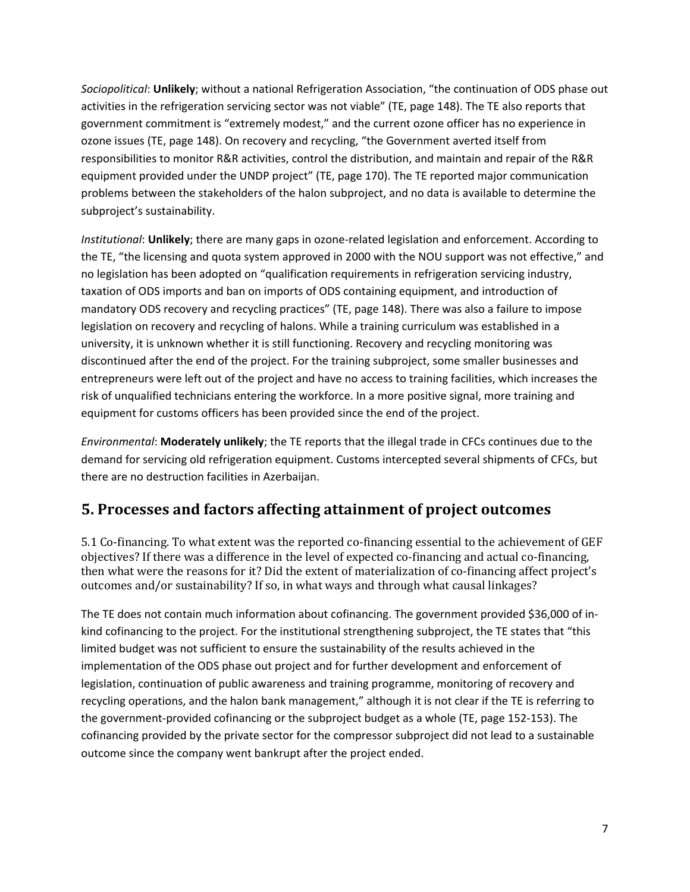*Sociopolitical*: **Unlikely**; without a national Refrigeration Association, "the continuation of ODS phase out activities in the refrigeration servicing sector was not viable" (TE, page 148). The TE also reports that government commitment is "extremely modest," and the current ozone officer has no experience in ozone issues (TE, page 148). On recovery and recycling, "the Government averted itself from responsibilities to monitor R&R activities, control the distribution, and maintain and repair of the R&R equipment provided under the UNDP project" (TE, page 170). The TE reported major communication problems between the stakeholders of the halon subproject, and no data is available to determine the subproject's sustainability.

*Institutional*: **Unlikely**; there are many gaps in ozone-related legislation and enforcement. According to the TE, "the licensing and quota system approved in 2000 with the NOU support was not effective," and no legislation has been adopted on "qualification requirements in refrigeration servicing industry, taxation of ODS imports and ban on imports of ODS containing equipment, and introduction of mandatory ODS recovery and recycling practices" (TE, page 148). There was also a failure to impose legislation on recovery and recycling of halons. While a training curriculum was established in a university, it is unknown whether it is still functioning. Recovery and recycling monitoring was discontinued after the end of the project. For the training subproject, some smaller businesses and entrepreneurs were left out of the project and have no access to training facilities, which increases the risk of unqualified technicians entering the workforce. In a more positive signal, more training and equipment for customs officers has been provided since the end of the project.

*Environmental*: **Moderately unlikely**; the TE reports that the illegal trade in CFCs continues due to the demand for servicing old refrigeration equipment. Customs intercepted several shipments of CFCs, but there are no destruction facilities in Azerbaijan.

## 5. Processes and factors affecting attainment of project outcomes

5.1 Co-financing. To what extent was the reported co-financing essential to the achievement of GEF objectives? If there was a difference in the level of expected co-financing and actual co-financing, then what were the reasons for it? Did the extent of materialization of co-financing affect project's outcomes and/or sustainability? If so, in what ways and through what causal linkages?

The TE does not contain much information about cofinancing. The government provided $36,000 of in-kind cofinancing to the project. For the institutional strengthening subproject, the TE states that "this limited budget was not sufficient to ensure the sustainability of the results achieved in the implementation of the ODS phase out project and for further development and enforcement of legislation, continuation of public awareness and training programme, monitoring of recovery and recycling operations, and the halon bank management," although it is not clear if the TE is referring to the government-provided cofinancing or the subproject budget as a whole (TE, page 152-153). The cofinancing provided by the private sector for the compressor subproject did not lead to a sustainable outcome since the company went bankrupt after the project ended.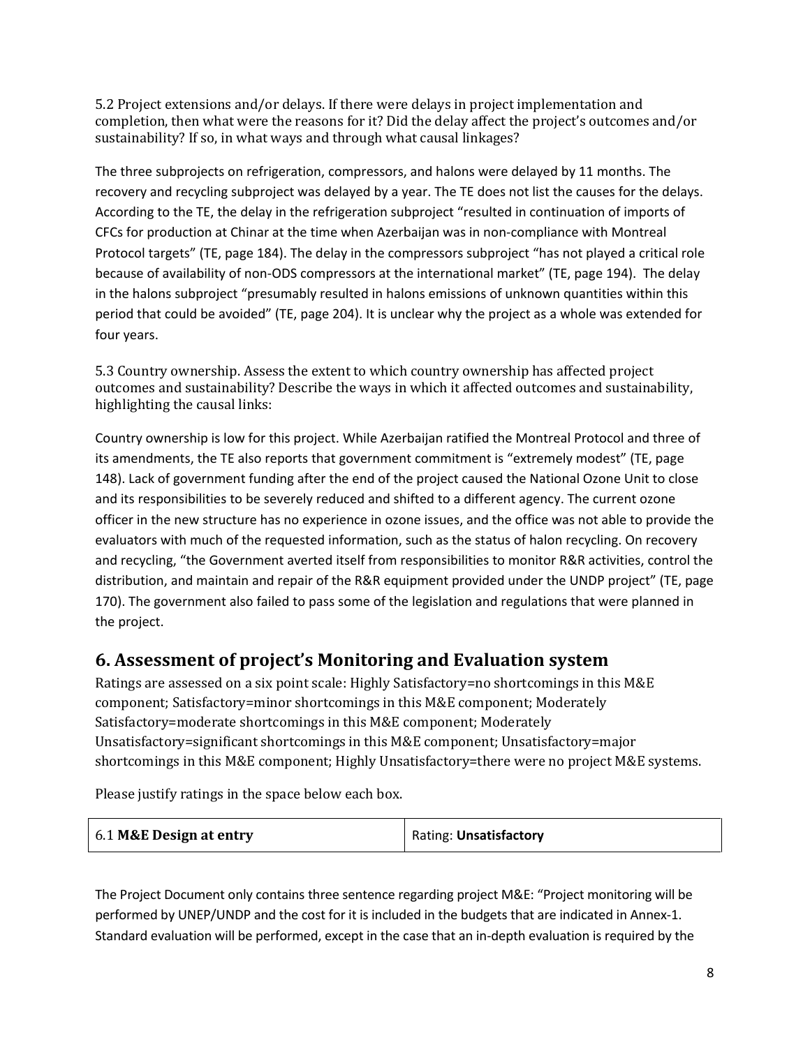5.2 Project extensions and/or delays. If there were delays in project implementation and completion, then what were the reasons for it? Did the delay affect the project's outcomes and/or sustainability? If so, in what ways and through what causal linkages?

The three subprojects on refrigeration, compressors, and halons were delayed by 11 months. The recovery and recycling subproject was delayed by a year. The TE does not list the causes for the delays. According to the TE, the delay in the refrigeration subproject "resulted in continuation of imports of CFCs for production at Chinar at the time when Azerbaijan was in non-compliance with Montreal Protocol targets" (TE, page 184). The delay in the compressors subproject "has not played a critical role because of availability of non-ODS compressors at the international market" (TE, page 194). The delay in the halons subproject "presumably resulted in halons emissions of unknown quantities within this period that could be avoided" (TE, page 204). It is unclear why the project as a whole was extended for four years.

5.3 Country ownership. Assess the extent to which country ownership has affected project outcomes and sustainability? Describe the ways in which it affected outcomes and sustainability, highlighting the causal links:

Country ownership is low for this project. While Azerbaijan ratified the Montreal Protocol and three of its amendments, the TE also reports that government commitment is "extremely modest" (TE, page 148). Lack of government funding after the end of the project caused the National Ozone Unit to close and its responsibilities to be severely reduced and shifted to a different agency. The current ozone officer in the new structure has no experience in ozone issues, and the office was not able to provide the evaluators with much of the requested information, such as the status of halon recycling. On recovery and recycling, "the Government averted itself from responsibilities to monitor R&R activities, control the distribution, and maintain and repair of the R&R equipment provided under the UNDP project" (TE, page 170). The government also failed to pass some of the legislation and regulations that were planned in the project.

## 6. Assessment of project's Monitoring and Evaluation system

Ratings are assessed on a six point scale: Highly Satisfactory=no shortcomings in this M&E component; Satisfactory=minor shortcomings in this M&E component; Moderately Satisfactory=moderate shortcomings in this M&E component; Moderately Unsatisfactory=significant shortcomings in this M&E component; Unsatisfactory=major shortcomings in this M&E component; Highly Unsatisfactory=there were no project M&E systems.

Please justify ratings in the space below each box.

| 6.1 **M&E Design at entry** | Rating: **Unsatisfactory** |
|---|---|

The Project Document only contains three sentence regarding project M&E: "Project monitoring will be performed by UNEP/UNDP and the cost for it is included in the budgets that are indicated in Annex-1. Standard evaluation will be performed, except in the case that an in-depth evaluation is required by the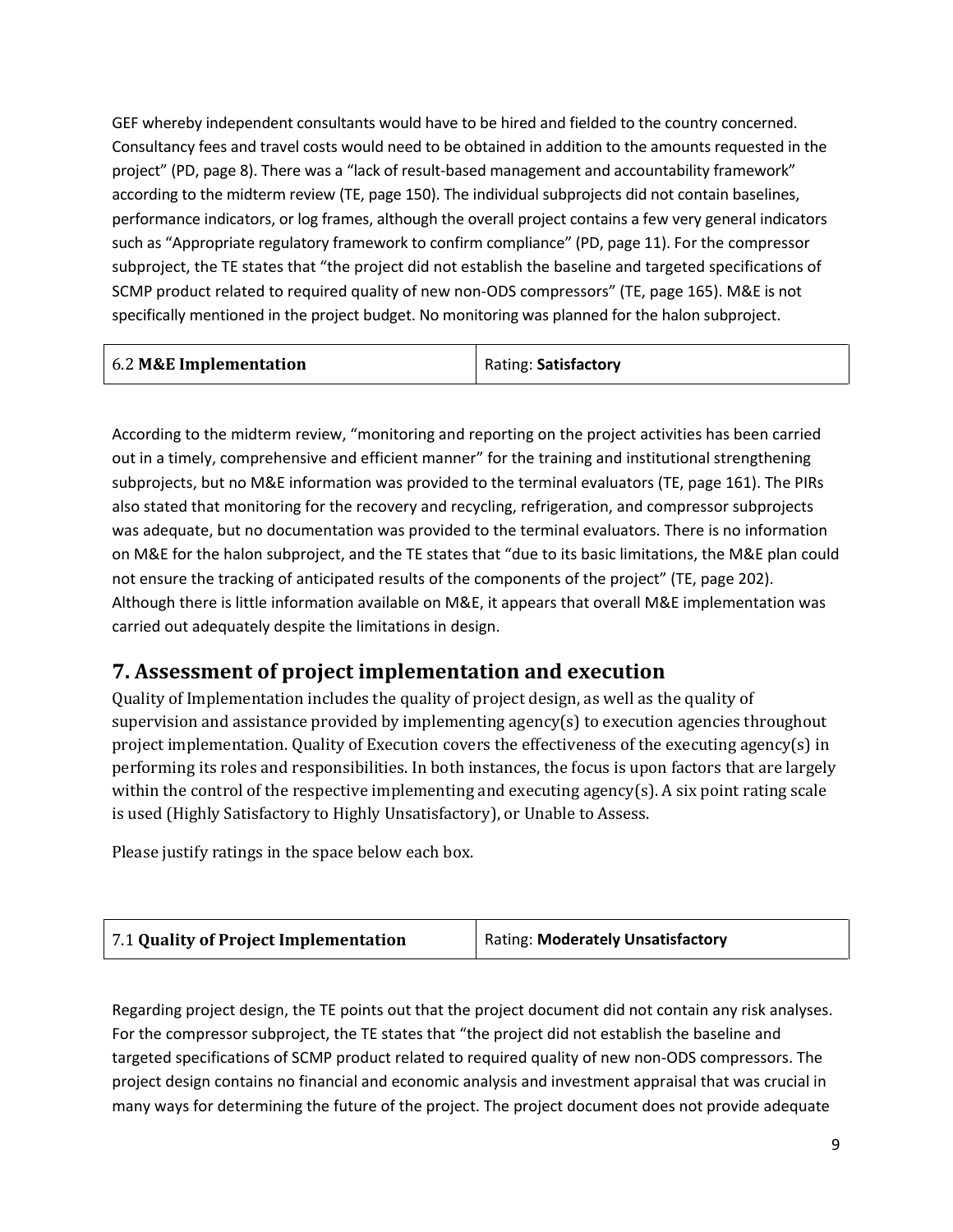GEF whereby independent consultants would have to be hired and fielded to the country concerned. Consultancy fees and travel costs would need to be obtained in addition to the amounts requested in the project" (PD, page 8). There was a "lack of result-based management and accountability framework" according to the midterm review (TE, page 150). The individual subprojects did not contain baselines, performance indicators, or log frames, although the overall project contains a few very general indicators such as "Appropriate regulatory framework to confirm compliance" (PD, page 11). For the compressor subproject, the TE states that "the project did not establish the baseline and targeted specifications of SCMP product related to required quality of new non-ODS compressors" (TE, page 165). M&E is not specifically mentioned in the project budget. No monitoring was planned for the halon subproject.

| 6.2 **M&E Implementation** | Rating: **Satisfactory** |
|---|---|

According to the midterm review, "monitoring and reporting on the project activities has been carried out in a timely, comprehensive and efficient manner" for the training and institutional strengthening subprojects, but no M&E information was provided to the terminal evaluators (TE, page 161). The PIRs also stated that monitoring for the recovery and recycling, refrigeration, and compressor subprojects was adequate, but no documentation was provided to the terminal evaluators. There is no information on M&E for the halon subproject, and the TE states that "due to its basic limitations, the M&E plan could not ensure the tracking of anticipated results of the components of the project" (TE, page 202). Although there is little information available on M&E, it appears that overall M&E implementation was carried out adequately despite the limitations in design.

## 7. Assessment of project implementation and execution

Quality of Implementation includes the quality of project design, as well as the quality of supervision and assistance provided by implementing agency(s) to execution agencies throughout project implementation. Quality of Execution covers the effectiveness of the executing agency(s) in performing its roles and responsibilities. In both instances, the focus is upon factors that are largely within the control of the respective implementing and executing agency(s). A six point rating scale is used (Highly Satisfactory to Highly Unsatisfactory), or Unable to Assess.

Please justify ratings in the space below each box.

| 7.1 **Quality of Project Implementation** | Rating: **Moderately Unsatisfactory** |
|---|---|

Regarding project design, the TE points out that the project document did not contain any risk analyses. For the compressor subproject, the TE states that "the project did not establish the baseline and targeted specifications of SCMP product related to required quality of new non-ODS compressors. The project design contains no financial and economic analysis and investment appraisal that was crucial in many ways for determining the future of the project. The project document does not provide adequate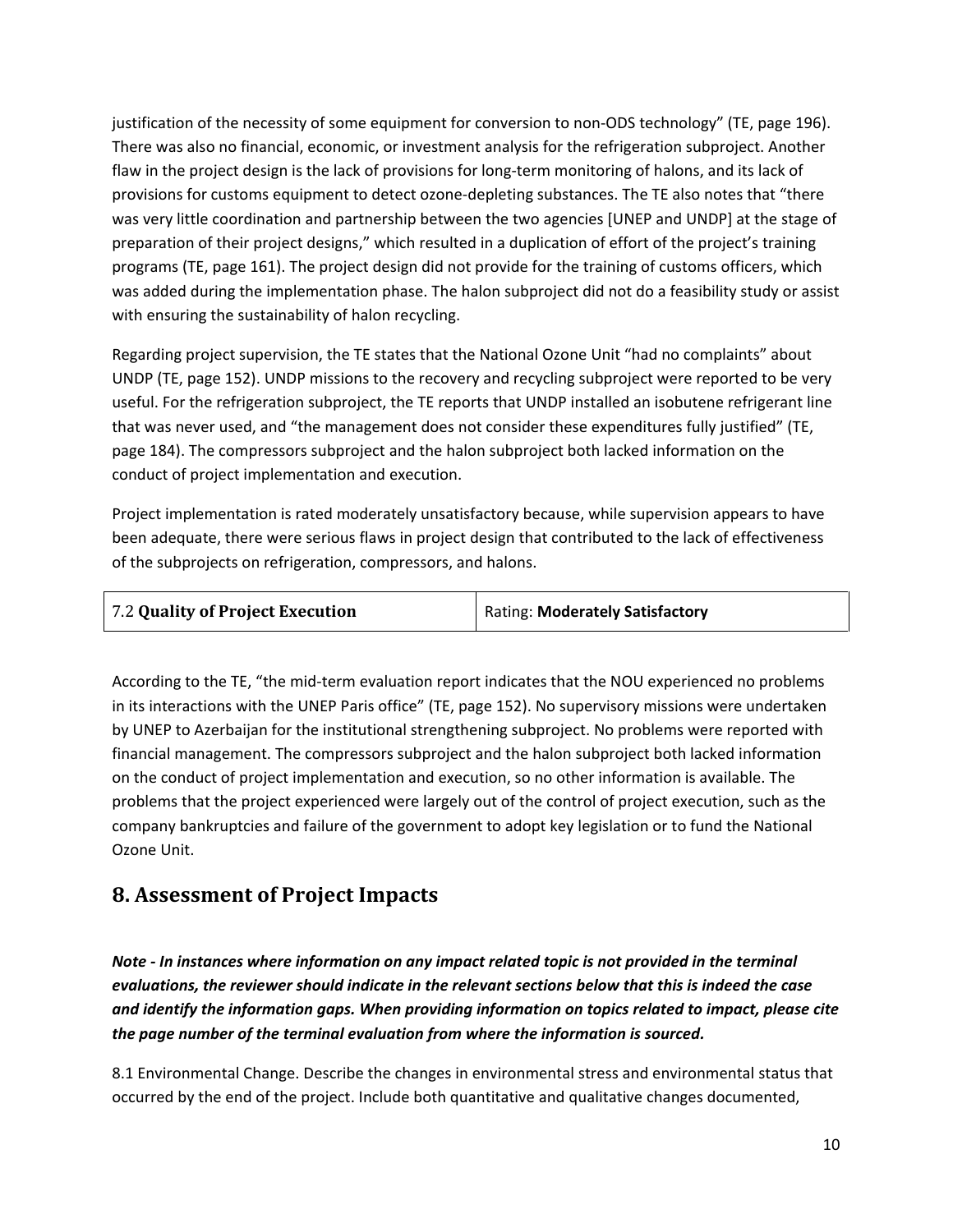justification of the necessity of some equipment for conversion to non-ODS technology" (TE, page 196). There was also no financial, economic, or investment analysis for the refrigeration subproject. Another flaw in the project design is the lack of provisions for long-term monitoring of halons, and its lack of provisions for customs equipment to detect ozone-depleting substances. The TE also notes that "there was very little coordination and partnership between the two agencies [UNEP and UNDP] at the stage of preparation of their project designs," which resulted in a duplication of effort of the project's training programs (TE, page 161). The project design did not provide for the training of customs officers, which was added during the implementation phase. The halon subproject did not do a feasibility study or assist with ensuring the sustainability of halon recycling.

Regarding project supervision, the TE states that the National Ozone Unit "had no complaints" about UNDP (TE, page 152). UNDP missions to the recovery and recycling subproject were reported to be very useful. For the refrigeration subproject, the TE reports that UNDP installed an isobutene refrigerant line that was never used, and "the management does not consider these expenditures fully justified" (TE, page 184). The compressors subproject and the halon subproject both lacked information on the conduct of project implementation and execution.

Project implementation is rated moderately unsatisfactory because, while supervision appears to have been adequate, there were serious flaws in project design that contributed to the lack of effectiveness of the subprojects on refrigeration, compressors, and halons.

| 7.2 **Quality of Project Execution** | Rating: **Moderately Satisfactory** |
|---|---|

According to the TE, "the mid-term evaluation report indicates that the NOU experienced no problems in its interactions with the UNEP Paris office" (TE, page 152). No supervisory missions were undertaken by UNEP to Azerbaijan for the institutional strengthening subproject. No problems were reported with financial management. The compressors subproject and the halon subproject both lacked information on the conduct of project implementation and execution, so no other information is available. The problems that the project experienced were largely out of the control of project execution, such as the company bankruptcies and failure of the government to adopt key legislation or to fund the National Ozone Unit.

## 8. Assessment of Project Impacts

***Note - In instances where information on any impact related topic is not provided in the terminal evaluations, the reviewer should indicate in the relevant sections below that this is indeed the case and identify the information gaps. When providing information on topics related to impact, please cite the page number of the terminal evaluation from where the information is sourced.***

8.1 Environmental Change. Describe the changes in environmental stress and environmental status that occurred by the end of the project. Include both quantitative and qualitative changes documented,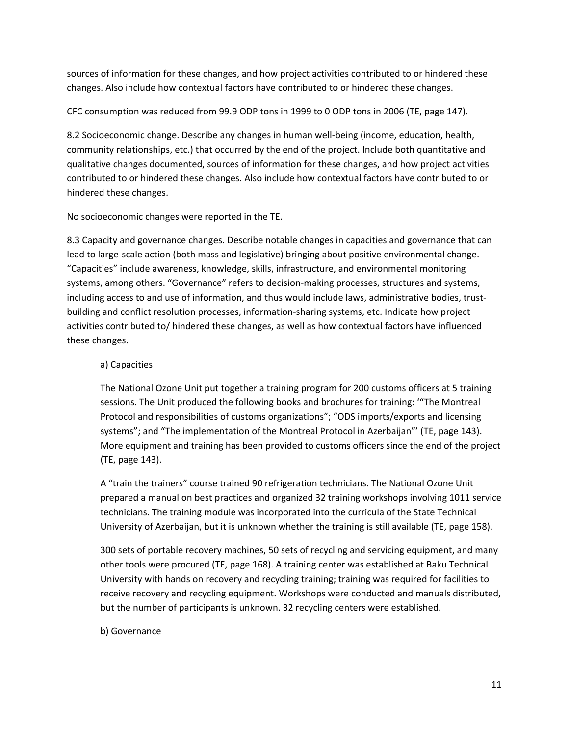sources of information for these changes, and how project activities contributed to or hindered these changes. Also include how contextual factors have contributed to or hindered these changes.

CFC consumption was reduced from 99.9 ODP tons in 1999 to 0 ODP tons in 2006 (TE, page 147).

8.2 Socioeconomic change. Describe any changes in human well-being (income, education, health, community relationships, etc.) that occurred by the end of the project. Include both quantitative and qualitative changes documented, sources of information for these changes, and how project activities contributed to or hindered these changes. Also include how contextual factors have contributed to or hindered these changes.

No socioeconomic changes were reported in the TE.

8.3 Capacity and governance changes. Describe notable changes in capacities and governance that can lead to large-scale action (both mass and legislative) bringing about positive environmental change. "Capacities" include awareness, knowledge, skills, infrastructure, and environmental monitoring systems, among others. "Governance" refers to decision-making processes, structures and systems, including access to and use of information, and thus would include laws, administrative bodies, trust-building and conflict resolution processes, information-sharing systems, etc. Indicate how project activities contributed to/ hindered these changes, as well as how contextual factors have influenced these changes.

a) Capacities

The National Ozone Unit put together a training program for 200 customs officers at 5 training sessions. The Unit produced the following books and brochures for training: '"The Montreal Protocol and responsibilities of customs organizations"; "ODS imports/exports and licensing systems"; and "The implementation of the Montreal Protocol in Azerbaijan"' (TE, page 143). More equipment and training has been provided to customs officers since the end of the project (TE, page 143).

A "train the trainers" course trained 90 refrigeration technicians. The National Ozone Unit prepared a manual on best practices and organized 32 training workshops involving 1011 service technicians. The training module was incorporated into the curricula of the State Technical University of Azerbaijan, but it is unknown whether the training is still available (TE, page 158).

300 sets of portable recovery machines, 50 sets of recycling and servicing equipment, and many other tools were procured (TE, page 168). A training center was established at Baku Technical University with hands on recovery and recycling training; training was required for facilities to receive recovery and recycling equipment. Workshops were conducted and manuals distributed, but the number of participants is unknown. 32 recycling centers were established.

b) Governance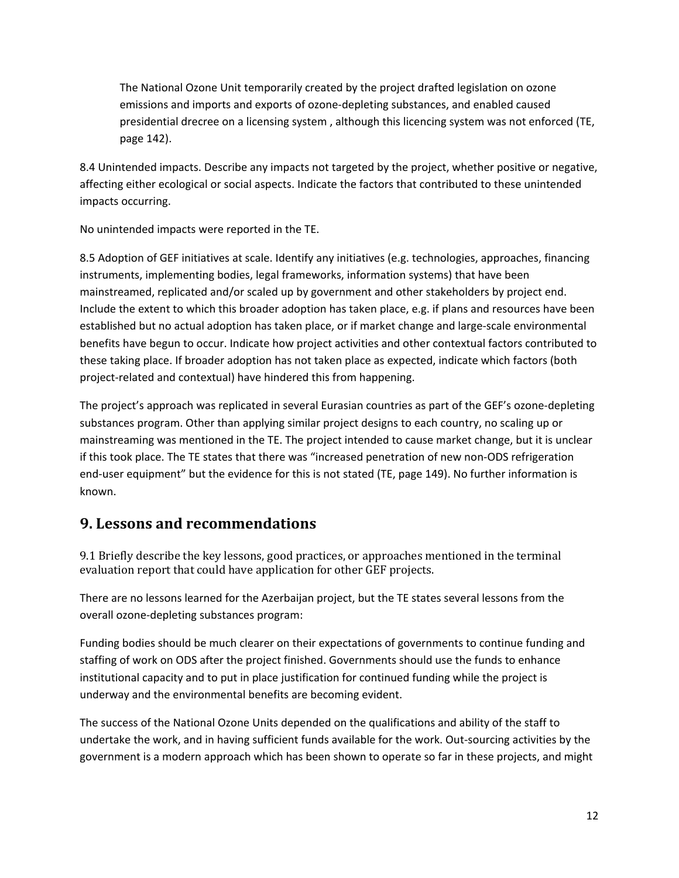> The National Ozone Unit temporarily created by the project drafted legislation on ozone emissions and imports and exports of ozone-depleting substances, and enabled caused presidential drecree on a licensing system , although this licencing system was not enforced (TE, page 142).

8.4 Unintended impacts. Describe any impacts not targeted by the project, whether positive or negative, affecting either ecological or social aspects. Indicate the factors that contributed to these unintended impacts occurring.

No unintended impacts were reported in the TE.

8.5 Adoption of GEF initiatives at scale. Identify any initiatives (e.g. technologies, approaches, financing instruments, implementing bodies, legal frameworks, information systems) that have been mainstreamed, replicated and/or scaled up by government and other stakeholders by project end. Include the extent to which this broader adoption has taken place, e.g. if plans and resources have been established but no actual adoption has taken place, or if market change and large-scale environmental benefits have begun to occur. Indicate how project activities and other contextual factors contributed to these taking place. If broader adoption has not taken place as expected, indicate which factors (both project-related and contextual) have hindered this from happening.

The project's approach was replicated in several Eurasian countries as part of the GEF's ozone-depleting substances program. Other than applying similar project designs to each country, no scaling up or mainstreaming was mentioned in the TE. The project intended to cause market change, but it is unclear if this took place. The TE states that there was "increased penetration of new non-ODS refrigeration end-user equipment" but the evidence for this is not stated (TE, page 149). No further information is known.

## 9. Lessons and recommendations

9.1 Briefly describe the key lessons, good practices, or approaches mentioned in the terminal evaluation report that could have application for other GEF projects.

There are no lessons learned for the Azerbaijan project, but the TE states several lessons from the overall ozone-depleting substances program:

Funding bodies should be much clearer on their expectations of governments to continue funding and staffing of work on ODS after the project finished. Governments should use the funds to enhance institutional capacity and to put in place justification for continued funding while the project is underway and the environmental benefits are becoming evident.

The success of the National Ozone Units depended on the qualifications and ability of the staff to undertake the work, and in having sufficient funds available for the work. Out-sourcing activities by the government is a modern approach which has been shown to operate so far in these projects, and might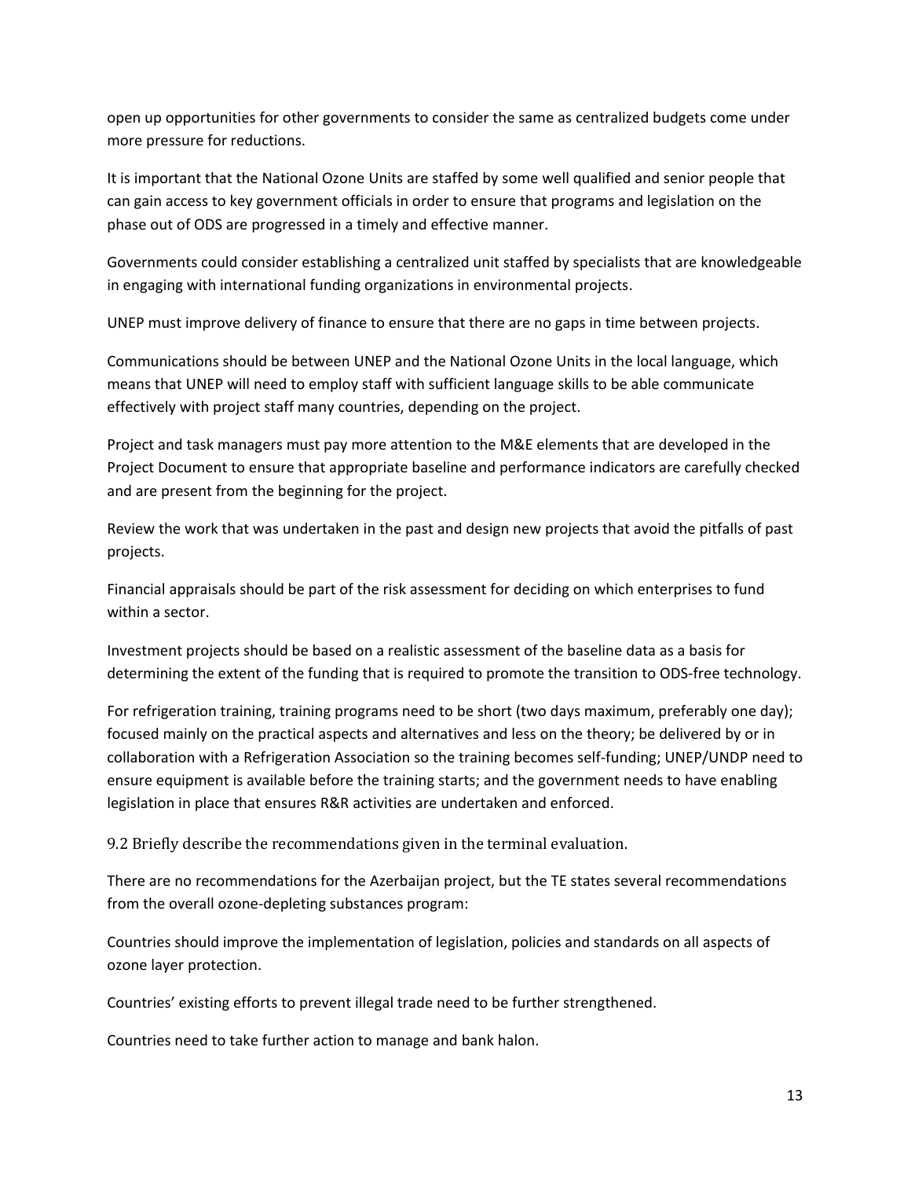open up opportunities for other governments to consider the same as centralized budgets come under more pressure for reductions.

It is important that the National Ozone Units are staffed by some well qualified and senior people that can gain access to key government officials in order to ensure that programs and legislation on the phase out of ODS are progressed in a timely and effective manner.

Governments could consider establishing a centralized unit staffed by specialists that are knowledgeable in engaging with international funding organizations in environmental projects.

UNEP must improve delivery of finance to ensure that there are no gaps in time between projects.

Communications should be between UNEP and the National Ozone Units in the local language, which means that UNEP will need to employ staff with sufficient language skills to be able communicate effectively with project staff many countries, depending on the project.

Project and task managers must pay more attention to the M&E elements that are developed in the Project Document to ensure that appropriate baseline and performance indicators are carefully checked and are present from the beginning for the project.

Review the work that was undertaken in the past and design new projects that avoid the pitfalls of past projects.

Financial appraisals should be part of the risk assessment for deciding on which enterprises to fund within a sector.

Investment projects should be based on a realistic assessment of the baseline data as a basis for determining the extent of the funding that is required to promote the transition to ODS-free technology.

For refrigeration training, training programs need to be short (two days maximum, preferably one day); focused mainly on the practical aspects and alternatives and less on the theory; be delivered by or in collaboration with a Refrigeration Association so the training becomes self-funding; UNEP/UNDP need to ensure equipment is available before the training starts; and the government needs to have enabling legislation in place that ensures R&R activities are undertaken and enforced.

9.2 Briefly describe the recommendations given in the terminal evaluation.

There are no recommendations for the Azerbaijan project, but the TE states several recommendations from the overall ozone-depleting substances program:

Countries should improve the implementation of legislation, policies and standards on all aspects of ozone layer protection.

Countries' existing efforts to prevent illegal trade need to be further strengthened.

Countries need to take further action to manage and bank halon.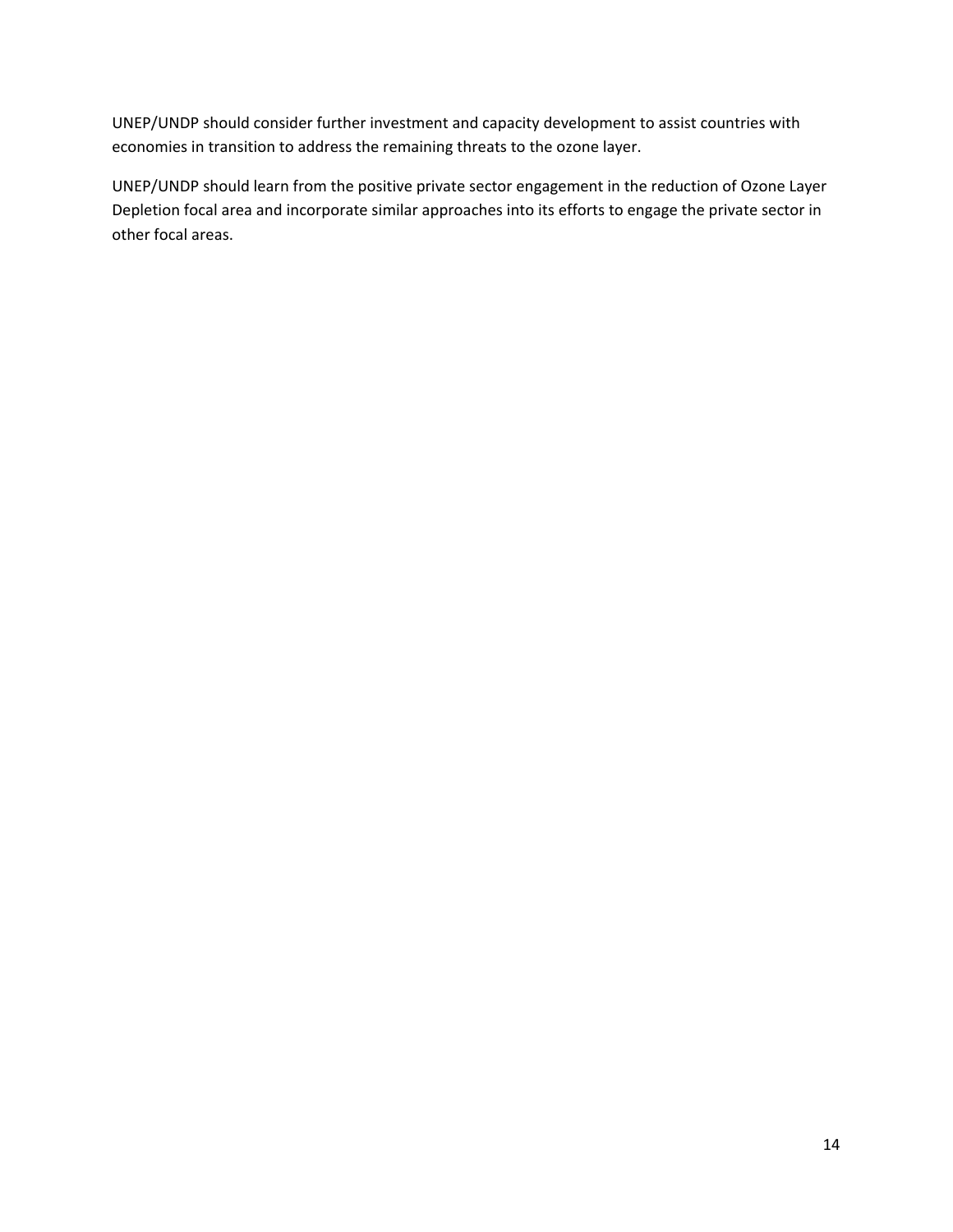UNEP/UNDP should consider further investment and capacity development to assist countries with economies in transition to address the remaining threats to the ozone layer.

UNEP/UNDP should learn from the positive private sector engagement in the reduction of Ozone Layer Depletion focal area and incorporate similar approaches into its efforts to engage the private sector in other focal areas.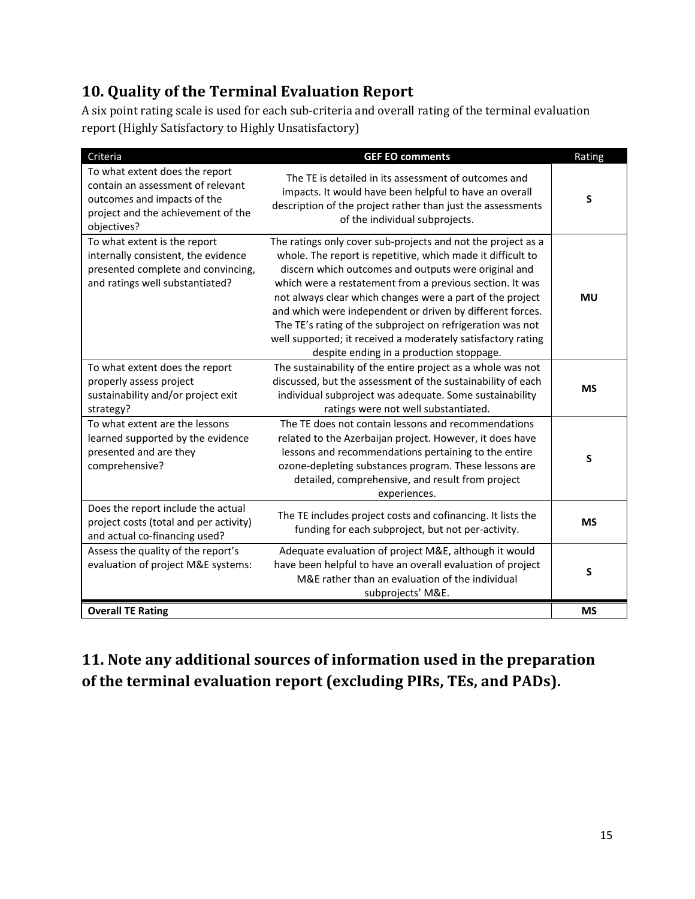## 10. Quality of the Terminal Evaluation Report

A six point rating scale is used for each sub-criteria and overall rating of the terminal evaluation report (Highly Satisfactory to Highly Unsatisfactory)

| Criteria | GEF EO comments | Rating |
|---|---|---|
| To what extent does the report contain an assessment of relevant outcomes and impacts of the project and the achievement of the objectives? | The TE is detailed in its assessment of outcomes and impacts. It would have been helpful to have an overall description of the project rather than just the assessments of the individual subprojects. | **S** |
| To what extent is the report internally consistent, the evidence presented complete and convincing, and ratings well substantiated? | The ratings only cover sub-projects and not the project as a whole. The report is repetitive, which made it difficult to discern which outcomes and outputs were original and which were a restatement from a previous section. It was not always clear which changes were a part of the project and which were independent or driven by different forces. The TE's rating of the subproject on refrigeration was not well supported; it received a moderately satisfactory rating despite ending in a production stoppage. | **MU** |
| To what extent does the report properly assess project sustainability and/or project exit strategy? | The sustainability of the entire project as a whole was not discussed, but the assessment of the sustainability of each individual subproject was adequate. Some sustainability ratings were not well substantiated. | **MS** |
| To what extent are the lessons learned supported by the evidence presented and are they comprehensive? | The TE does not contain lessons and recommendations related to the Azerbaijan project. However, it does have lessons and recommendations pertaining to the entire ozone-depleting substances program. These lessons are detailed, comprehensive, and result from project experiences. | **S** |
| Does the report include the actual project costs (total and per activity) and actual co-financing used? | The TE includes project costs and cofinancing. It lists the funding for each subproject, but not per-activity. | **MS** |
| Assess the quality of the report's evaluation of project M&E systems: | Adequate evaluation of project M&E, although it would have been helpful to have an overall evaluation of project M&E rather than an evaluation of the individual subprojects' M&E. | **S** |
| **Overall TE Rating** | | **MS** |

## 11. Note any additional sources of information used in the preparation of the terminal evaluation report (excluding PIRs, TEs, and PADs).